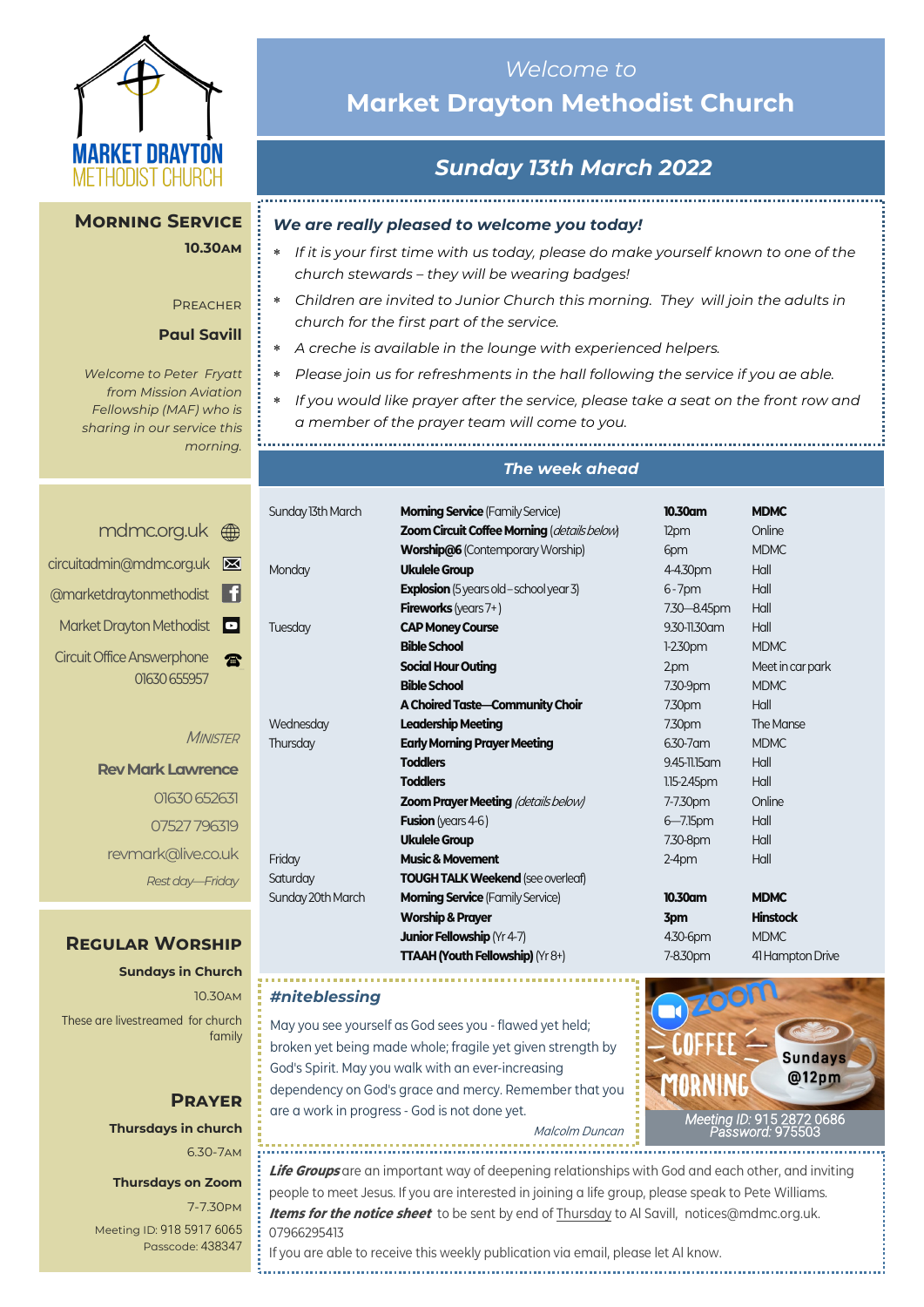MARKET DRAYTON METHODIST CHURCH

*Welcome to*

# Market Drayton Methodist Church

## *Sunday 13th March 2022*

### *We are really pleased to welcome you today!*

- *If it is your first time with us today, please do make yourself known to one of the church stewards – they will be wearing badges!*
- *Children are invited to Junior Church this morning. They will join the adults in church for the first part of the service.*
- *A creche is available in the lounge with experienced helpers.*
- *Please join us for refreshments in the hall following the service if you ae able.*
- *If you would like prayer after the service, please take a seat on the front row and a member of the prayer team will come to you.*

## Morning Service

**10.30am**

Preacher

**Paul Savill**

*Welcome to Peter Fryatt from Mission Aviation Fellowship (MAF) who is sharing in our service this morning.*

### *The week ahead*

| | | | |
|---|---|---|---|
| Sunday 13th March | **Morning Service** (Family Service) | **10.30am** | **MDMC** |
| | **Zoom Circuit Coffee Morning** (*details below*) | 12pm | Online |
| | **Worship@6** (Contemporary Worship) | 6pm | MDMC |
| Monday | **Ukulele Group** | 4-4.30pm | Hall |
| | **Explosion** (5 years old – school year 3) | 6 - 7pm | Hall |
| | **Fireworks** (years 7+ ) | 7.30—8.45pm | Hall |
| Tuesday | **CAP Money Course** | 9.30-11.30am | Hall |
| | **Bible School** | 1-2.30pm | MDMC |
| | **Social Hour Outing** | 2pm | Meet in car park |
| | **Bible School** | 7.30-9pm | MDMC |
| | **A Choired Taste—Community Choir** | 7.30pm | Hall |
| Wednesday | **Leadership Meeting** | 7.30pm | The Manse |
| Thursday | **Early Morning Prayer Meeting** | 6.30-7am | MDMC |
| | **Toddlers** | 9.45-11.15am | Hall |
| | **Toddlers** | 1.15-2.45pm | Hall |
| | **Zoom Prayer Meeting** (*details below*) | 7-7.30pm | Online |
| | **Fusion** (years 4-6 ) | 6—7.15pm | Hall |
| | **Ukulele Group** | 7.30-8pm | Hall |
| Friday | **Music & Movement** | 2-4pm | Hall |
| Saturday | **TOUGH TALK Weekend** (see overleaf) | | |
| Sunday 20th March | **Morning Service** (Family Service) | **10.30am** | **MDMC** |
| | **Worship & Prayer** | **3pm** | **Hinstock** |
| | **Junior Fellowship** (Yr 4-7) | 4.30-6pm | MDMC |
| | **TTAAH (Youth Fellowship)** (Yr 8+) | 7-8.30pm | 41 Hampton Drive |

mdmc.org.uk

circuitadmin@mdmc.org.uk

@marketdraytonmethodist

Market Drayton Methodist

Circuit Office Answerphone
01630 655957

*Minister*

**Rev Mark Lawrence**

01630 652631

07527 796319

revmark@live.co.uk

*Rest day—Friday*

### *#niteblessing*

May you see yourself as God sees you - flawed yet held; broken yet being made whole; fragile yet given strength by God's Spirit. May you walk with an ever-increasing dependency on God's grace and mercy. Remember that you are a work in progress - God is not done yet.

*Malcolm Duncan*

zoom COFFEE MORNING **Sundays @12pm**

*Meeting ID:* 915 2872 0686
*Password:* 975503

## Regular Worship

**Sundays in Church**

10.30am

These are livestreamed for church family

## Prayer

**Thursdays in church**

6.30-7am

**Thursdays on Zoom**

7-7.30pm

Meeting ID: 918 5917 6065
Passcode: 438347

***Life Groups*** are an important way of deepening relationships with God and each other, and inviting people to meet Jesus. If you are interested in joining a life group, please speak to Pete Williams.

***Items for the notice sheet*** to be sent by end of Thursday to Al Savill, notices@mdmc.org.uk. 07966295413

If you are able to receive this weekly publication via email, please let Al know.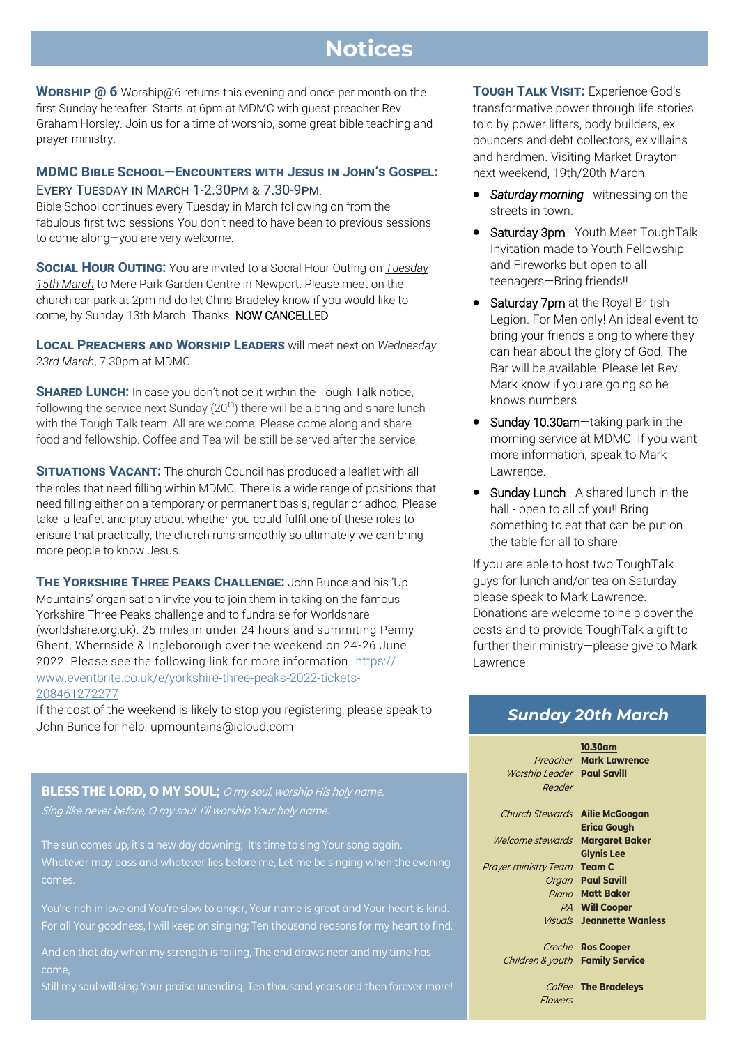# Notices

**Worship @ 6** Worship@6 returns this evening and once per month on the first Sunday hereafter. Starts at 6pm at MDMC with guest preacher Rev Graham Horsley. Join us for a time of worship, some great bible teaching and prayer ministry.

### MDMC Bible School—Encounters with Jesus in John's Gospel: Every Tuesday in March 1-2.30pm & 7.30-9pm.

Bible School continues every Tuesday in March following on from the fabulous first two sessions You don't need to have been to previous sessions to come along—you are very welcome.

**Social Hour Outing:** You are invited to a Social Hour Outing on *Tuesday 15th March* to Mere Park Garden Centre in Newport. Please meet on the church car park at 2pm nd do let Chris Bradeley know if you would like to come, by Sunday 13th March. Thanks. NOW CANCELLED

**Local Preachers and Worship Leaders** will meet next on *Wednesday 23rd March*, 7.30pm at MDMC.

**Shared Lunch:** In case you don't notice it within the Tough Talk notice, following the service next Sunday (20th) there will be a bring and share lunch with the Tough Talk team. All are welcome. Please come along and share food and fellowship. Coffee and Tea will be still be served after the service.

**Situations Vacant:** The church Council has produced a leaflet with all the roles that need filling within MDMC. There is a wide range of positions that need filling either on a temporary or permanent basis, regular or adhoc. Please take a leaflet and pray about whether you could fulfil one of these roles to ensure that practically, the church runs smoothly so ultimately we can bring more people to know Jesus.

**The Yorkshire Three Peaks Challenge:** John Bunce and his 'Up Mountains' organisation invite you to join them in taking on the famous Yorkshire Three Peaks challenge and to fundraise for Worldshare (worldshare.org.uk). 25 miles in under 24 hours and summiting Penny Ghent, Whernside & Ingleborough over the weekend on 24-26 June 2022. Please see the following link for more information. https://www.eventbrite.co.uk/e/yorkshire-three-peaks-2022-tickets-208461272277

If the cost of the weekend is likely to stop you registering, please speak to John Bunce for help. upmountains@icloud.com

**BLESS THE LORD, O MY SOUL;** *O my soul, worship His holy name. Sing like never before, O my soul. I'll worship Your holy name.*

The sun comes up, it's a new day dawning; It's time to sing Your song again. Whatever may pass and whatever lies before me, Let me be singing when the evening comes.

You're rich in love and You're slow to anger, Your name is great and Your heart is kind. For all Your goodness, I will keep on singing; Ten thousand reasons for my heart to find.

And on that day when my strength is failing, The end draws near and my time has come,
Still my soul will sing Your praise unending; Ten thousand years and then forever more!

**Tough Talk Visit:** Experience God's transformative power through life stories told by power lifters, body builders, ex bouncers and debt collectors, ex villains and hardmen. Visiting Market Drayton next weekend, 19th/20th March.

- *Saturday morning* - witnessing on the streets in town.
- Saturday 3pm—Youth Meet ToughTalk. Invitation made to Youth Fellowship and Fireworks but open to all teenagers—Bring friends!!
- Saturday 7pm at the Royal British Legion. For Men only! An ideal event to bring your friends along to where they can hear about the glory of God. The Bar will be available. Please let Rev Mark know if you are going so he knows numbers
- Sunday 10.30am—taking park in the morning service at MDMC If you want more information, speak to Mark Lawrence.
- Sunday Lunch—A shared lunch in the hall - open to all of you!! Bring something to eat that can be put on the table for all to share.

If you are able to host two ToughTalk guys for lunch and/or tea on Saturday, please speak to Mark Lawrence. Donations are welcome to help cover the costs and to provide ToughTalk a gift to further their ministry—please give to Mark Lawrence.

## Sunday 20th March

| | |
|---|---|
| | **10.30am** |
| *Preacher* | **Mark Lawrence** |
| *Worship Leader* | **Paul Savill** |
| *Reader* | |
| *Church Stewards* | **Ailie McGoogan**<br>**Erica Gough** |
| *Welcome stewards* | **Margaret Baker**<br>**Glynis Lee** |
| *Prayer ministry Team* | **Team C** |
| *Organ* | **Paul Savill** |
| *Piano* | **Matt Baker** |
| *PA* | **Will Cooper** |
| *Visuals* | **Jeannette Wanless** |
| *Creche* | **Ros Cooper** |
| *Children & youth* | **Family Service** |
| *Coffee* | **The Bradeleys** |
| *Flowers* | |